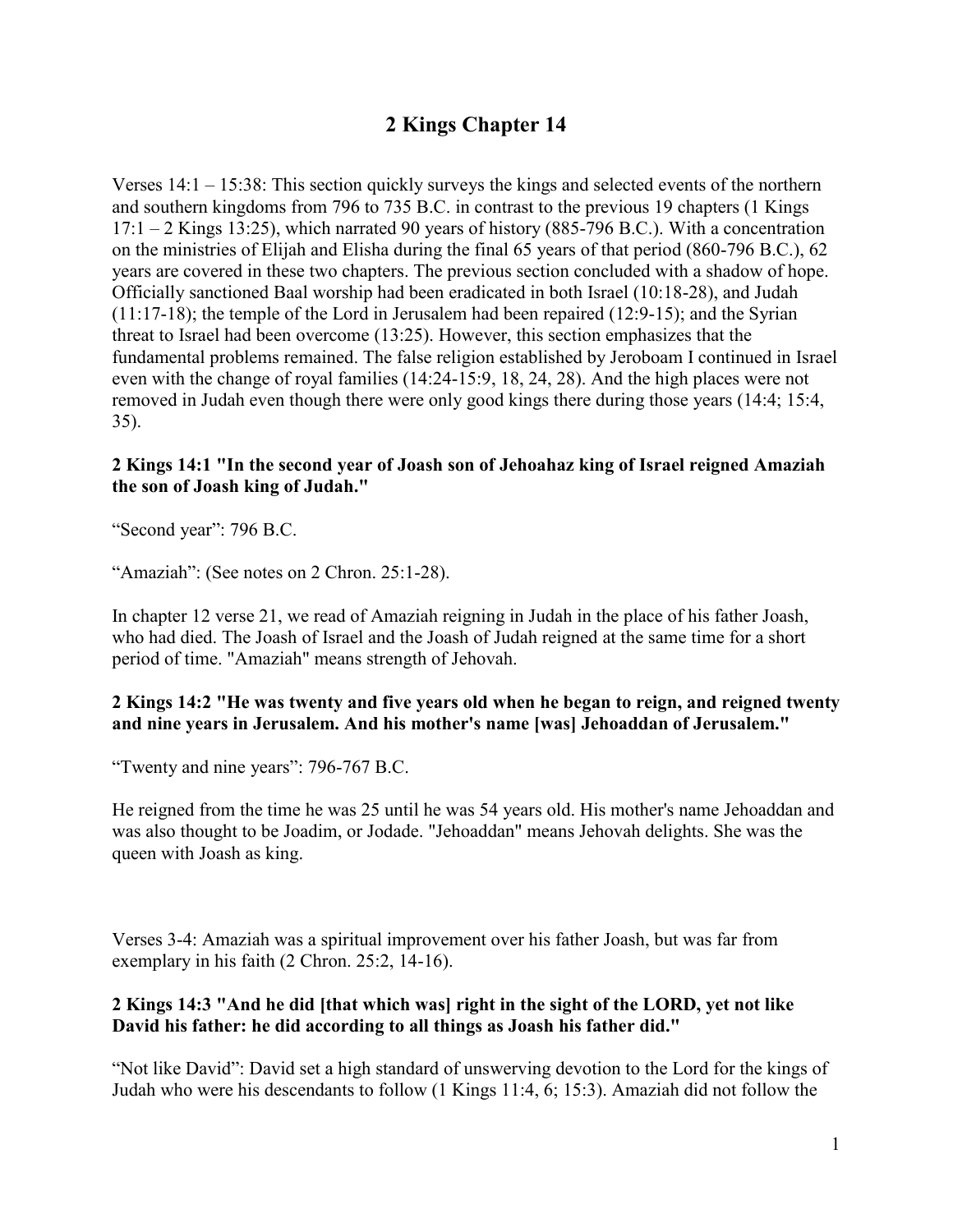# 2 Kings Chapter 14

Verses 14:1 – 15:38: This section quickly surveys the kings and selected events of the northern and southern kingdoms from 796 to 735 B.C. in contrast to the previous 19 chapters (1 Kings 17:1 – 2 Kings 13:25), which narrated 90 years of history (885-796 B.C.). With a concentration on the ministries of Elijah and Elisha during the final 65 years of that period (860-796 B.C.), 62 years are covered in these two chapters. The previous section concluded with a shadow of hope. Officially sanctioned Baal worship had been eradicated in both Israel (10:18-28), and Judah (11:17-18); the temple of the Lord in Jerusalem had been repaired (12:9-15); and the Syrian threat to Israel had been overcome (13:25). However, this section emphasizes that the fundamental problems remained. The false religion established by Jeroboam I continued in Israel even with the change of royal families (14:24-15:9, 18, 24, 28). And the high places were not removed in Judah even though there were only good kings there during those years (14:4; 15:4, 35).

**2 Kings 14:1 "In the second year of Joash son of Jehoahaz king of Israel reigned Amaziah the son of Joash king of Judah."**

"Second year": 796 B.C.

"Amaziah": (See notes on 2 Chron. 25:1-28).

In chapter 12 verse 21, we read of Amaziah reigning in Judah in the place of his father Joash, who had died. The Joash of Israel and the Joash of Judah reigned at the same time for a short period of time. "Amaziah" means strength of Jehovah.

**2 Kings 14:2 "He was twenty and five years old when he began to reign, and reigned twenty and nine years in Jerusalem. And his mother's name [was] Jehoaddan of Jerusalem."**

"Twenty and nine years": 796-767 B.C.

He reigned from the time he was 25 until he was 54 years old. His mother's name Jehoaddan and was also thought to be Joadim, or Jodade. "Jehoaddan" means Jehovah delights. She was the queen with Joash as king.

Verses 3-4: Amaziah was a spiritual improvement over his father Joash, but was far from exemplary in his faith (2 Chron. 25:2, 14-16).

**2 Kings 14:3 "And he did [that which was] right in the sight of the LORD, yet not like David his father: he did according to all things as Joash his father did."**

"Not like David": David set a high standard of unswerving devotion to the Lord for the kings of Judah who were his descendants to follow (1 Kings 11:4, 6; 15:3). Amaziah did not follow the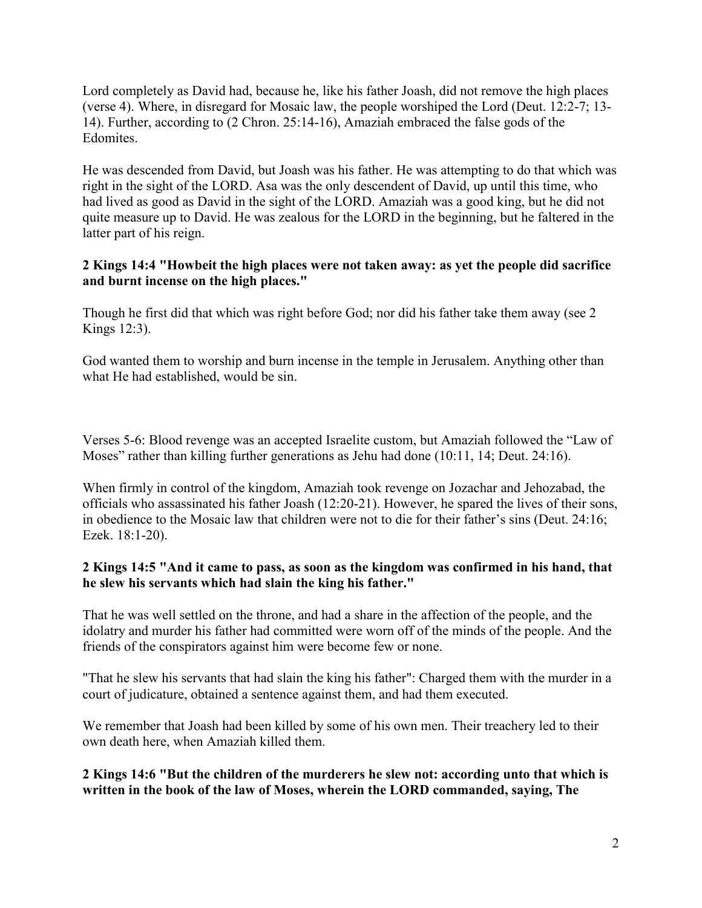Lord completely as David had, because he, like his father Joash, did not remove the high places (verse 4). Where, in disregard for Mosaic law, the people worshiped the Lord (Deut. 12:2-7; 13-14). Further, according to (2 Chron. 25:14-16), Amaziah embraced the false gods of the Edomites.

He was descended from David, but Joash was his father. He was attempting to do that which was right in the sight of the LORD. Asa was the only descendent of David, up until this time, who had lived as good as David in the sight of the LORD. Amaziah was a good king, but he did not quite measure up to David. He was zealous for the LORD in the beginning, but he faltered in the latter part of his reign.

**2 Kings 14:4 "Howbeit the high places were not taken away: as yet the people did sacrifice and burnt incense on the high places."**

Though he first did that which was right before God; nor did his father take them away (see 2 Kings 12:3).

God wanted them to worship and burn incense in the temple in Jerusalem. Anything other than what He had established, would be sin.

Verses 5-6: Blood revenge was an accepted Israelite custom, but Amaziah followed the "Law of Moses" rather than killing further generations as Jehu had done (10:11, 14; Deut. 24:16).

When firmly in control of the kingdom, Amaziah took revenge on Jozachar and Jehozabad, the officials who assassinated his father Joash (12:20-21). However, he spared the lives of their sons, in obedience to the Mosaic law that children were not to die for their father's sins (Deut. 24:16; Ezek. 18:1-20).

**2 Kings 14:5 "And it came to pass, as soon as the kingdom was confirmed in his hand, that he slew his servants which had slain the king his father."**

That he was well settled on the throne, and had a share in the affection of the people, and the idolatry and murder his father had committed were worn off of the minds of the people. And the friends of the conspirators against him were become few or none.

"That he slew his servants that had slain the king his father": Charged them with the murder in a court of judicature, obtained a sentence against them, and had them executed.

We remember that Joash had been killed by some of his own men. Their treachery led to their own death here, when Amaziah killed them.

**2 Kings 14:6 "But the children of the murderers he slew not: according unto that which is written in the book of the law of Moses, wherein the LORD commanded, saying, The**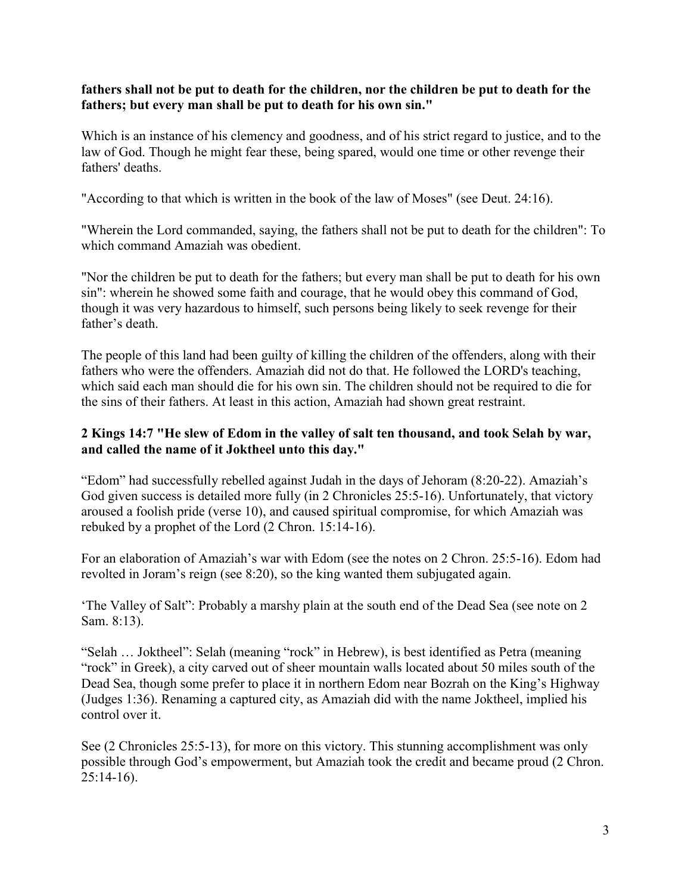**fathers shall not be put to death for the children, nor the children be put to death for the fathers; but every man shall be put to death for his own sin."**

Which is an instance of his clemency and goodness, and of his strict regard to justice, and to the law of God. Though he might fear these, being spared, would one time or other revenge their fathers' deaths.

"According to that which is written in the book of the law of Moses" (see Deut. 24:16).

"Wherein the Lord commanded, saying, the fathers shall not be put to death for the children": To which command Amaziah was obedient.

"Nor the children be put to death for the fathers; but every man shall be put to death for his own sin": wherein he showed some faith and courage, that he would obey this command of God, though it was very hazardous to himself, such persons being likely to seek revenge for their father's death.

The people of this land had been guilty of killing the children of the offenders, along with their fathers who were the offenders. Amaziah did not do that. He followed the LORD's teaching, which said each man should die for his own sin. The children should not be required to die for the sins of their fathers. At least in this action, Amaziah had shown great restraint.

**2 Kings 14:7 "He slew of Edom in the valley of salt ten thousand, and took Selah by war, and called the name of it Joktheel unto this day."**

"Edom" had successfully rebelled against Judah in the days of Jehoram (8:20-22). Amaziah's God given success is detailed more fully (in 2 Chronicles 25:5-16). Unfortunately, that victory aroused a foolish pride (verse 10), and caused spiritual compromise, for which Amaziah was rebuked by a prophet of the Lord (2 Chron. 15:14-16).

For an elaboration of Amaziah's war with Edom (see the notes on 2 Chron. 25:5-16). Edom had revolted in Joram's reign (see 8:20), so the king wanted them subjugated again.

'The Valley of Salt": Probably a marshy plain at the south end of the Dead Sea (see note on 2 Sam. 8:13).

"Selah … Joktheel": Selah (meaning "rock" in Hebrew), is best identified as Petra (meaning "rock" in Greek), a city carved out of sheer mountain walls located about 50 miles south of the Dead Sea, though some prefer to place it in northern Edom near Bozrah on the King's Highway (Judges 1:36). Renaming a captured city, as Amaziah did with the name Joktheel, implied his control over it.

See (2 Chronicles 25:5-13), for more on this victory. This stunning accomplishment was only possible through God's empowerment, but Amaziah took the credit and became proud (2 Chron. 25:14-16).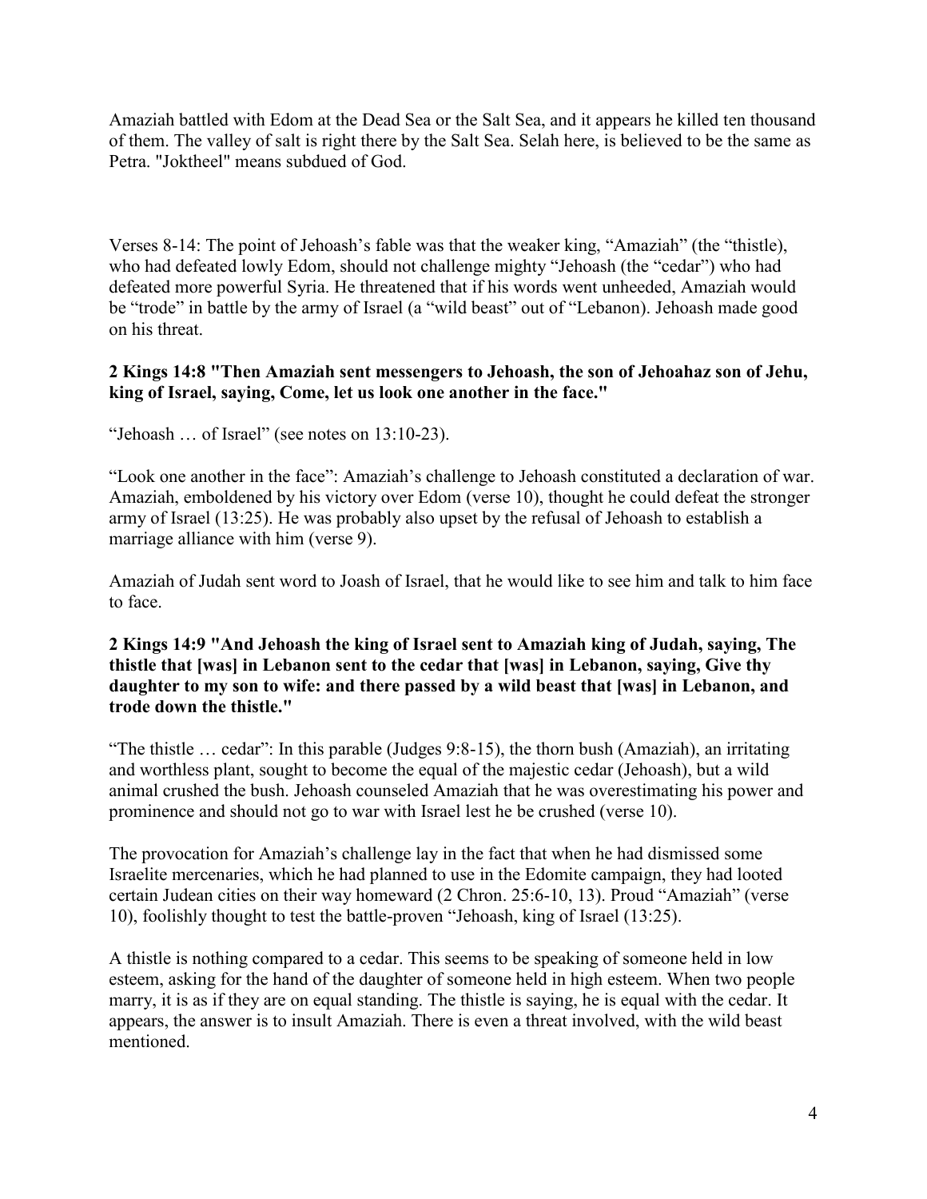Amaziah battled with Edom at the Dead Sea or the Salt Sea, and it appears he killed ten thousand of them. The valley of salt is right there by the Salt Sea. Selah here, is believed to be the same as Petra. "Joktheel" means subdued of God.

Verses 8-14: The point of Jehoash's fable was that the weaker king, "Amaziah" (the "thistle), who had defeated lowly Edom, should not challenge mighty "Jehoash (the "cedar") who had defeated more powerful Syria. He threatened that if his words went unheeded, Amaziah would be "trode" in battle by the army of Israel (a "wild beast" out of "Lebanon). Jehoash made good on his threat.

**2 Kings 14:8 "Then Amaziah sent messengers to Jehoash, the son of Jehoahaz son of Jehu, king of Israel, saying, Come, let us look one another in the face."**

"Jehoash … of Israel" (see notes on 13:10-23).

"Look one another in the face": Amaziah's challenge to Jehoash constituted a declaration of war. Amaziah, emboldened by his victory over Edom (verse 10), thought he could defeat the stronger army of Israel (13:25). He was probably also upset by the refusal of Jehoash to establish a marriage alliance with him (verse 9).

Amaziah of Judah sent word to Joash of Israel, that he would like to see him and talk to him face to face.

**2 Kings 14:9 "And Jehoash the king of Israel sent to Amaziah king of Judah, saying, The thistle that [was] in Lebanon sent to the cedar that [was] in Lebanon, saying, Give thy daughter to my son to wife: and there passed by a wild beast that [was] in Lebanon, and trode down the thistle."**

"The thistle … cedar": In this parable (Judges 9:8-15), the thorn bush (Amaziah), an irritating and worthless plant, sought to become the equal of the majestic cedar (Jehoash), but a wild animal crushed the bush. Jehoash counseled Amaziah that he was overestimating his power and prominence and should not go to war with Israel lest he be crushed (verse 10).

The provocation for Amaziah's challenge lay in the fact that when he had dismissed some Israelite mercenaries, which he had planned to use in the Edomite campaign, they had looted certain Judean cities on their way homeward (2 Chron. 25:6-10, 13). Proud "Amaziah" (verse 10), foolishly thought to test the battle-proven "Jehoash, king of Israel (13:25).

A thistle is nothing compared to a cedar. This seems to be speaking of someone held in low esteem, asking for the hand of the daughter of someone held in high esteem. When two people marry, it is as if they are on equal standing. The thistle is saying, he is equal with the cedar. It appears, the answer is to insult Amaziah. There is even a threat involved, with the wild beast mentioned.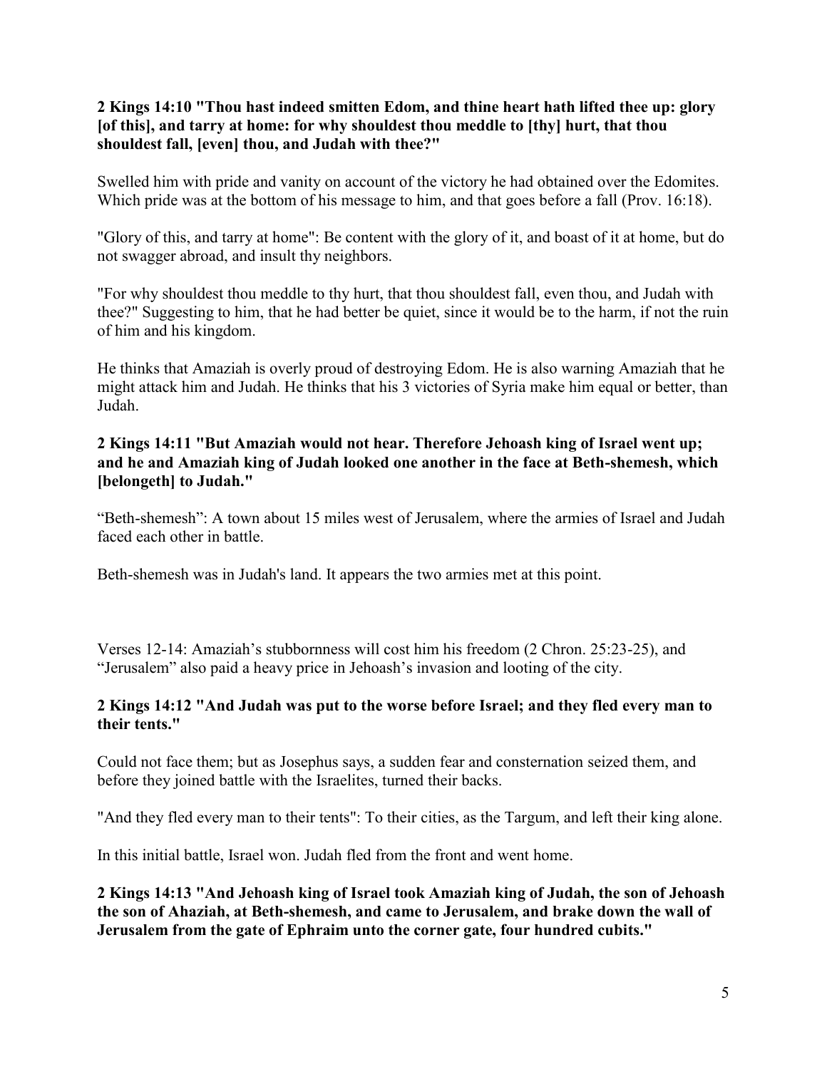**2 Kings 14:10 "Thou hast indeed smitten Edom, and thine heart hath lifted thee up: glory [of this], and tarry at home: for why shouldest thou meddle to [thy] hurt, that thou shouldest fall, [even] thou, and Judah with thee?"**

Swelled him with pride and vanity on account of the victory he had obtained over the Edomites. Which pride was at the bottom of his message to him, and that goes before a fall (Prov. 16:18).

"Glory of this, and tarry at home": Be content with the glory of it, and boast of it at home, but do not swagger abroad, and insult thy neighbors.

"For why shouldest thou meddle to thy hurt, that thou shouldest fall, even thou, and Judah with thee?" Suggesting to him, that he had better be quiet, since it would be to the harm, if not the ruin of him and his kingdom.

He thinks that Amaziah is overly proud of destroying Edom. He is also warning Amaziah that he might attack him and Judah. He thinks that his 3 victories of Syria make him equal or better, than Judah.

**2 Kings 14:11 "But Amaziah would not hear. Therefore Jehoash king of Israel went up; and he and Amaziah king of Judah looked one another in the face at Beth-shemesh, which [belongeth] to Judah."**

"Beth-shemesh": A town about 15 miles west of Jerusalem, where the armies of Israel and Judah faced each other in battle.

Beth-shemesh was in Judah's land. It appears the two armies met at this point.

Verses 12-14: Amaziah's stubbornness will cost him his freedom (2 Chron. 25:23-25), and "Jerusalem" also paid a heavy price in Jehoash's invasion and looting of the city.

**2 Kings 14:12 "And Judah was put to the worse before Israel; and they fled every man to their tents."**

Could not face them; but as Josephus says, a sudden fear and consternation seized them, and before they joined battle with the Israelites, turned their backs.

"And they fled every man to their tents": To their cities, as the Targum, and left their king alone.

In this initial battle, Israel won. Judah fled from the front and went home.

**2 Kings 14:13 "And Jehoash king of Israel took Amaziah king of Judah, the son of Jehoash the son of Ahaziah, at Beth-shemesh, and came to Jerusalem, and brake down the wall of Jerusalem from the gate of Ephraim unto the corner gate, four hundred cubits."**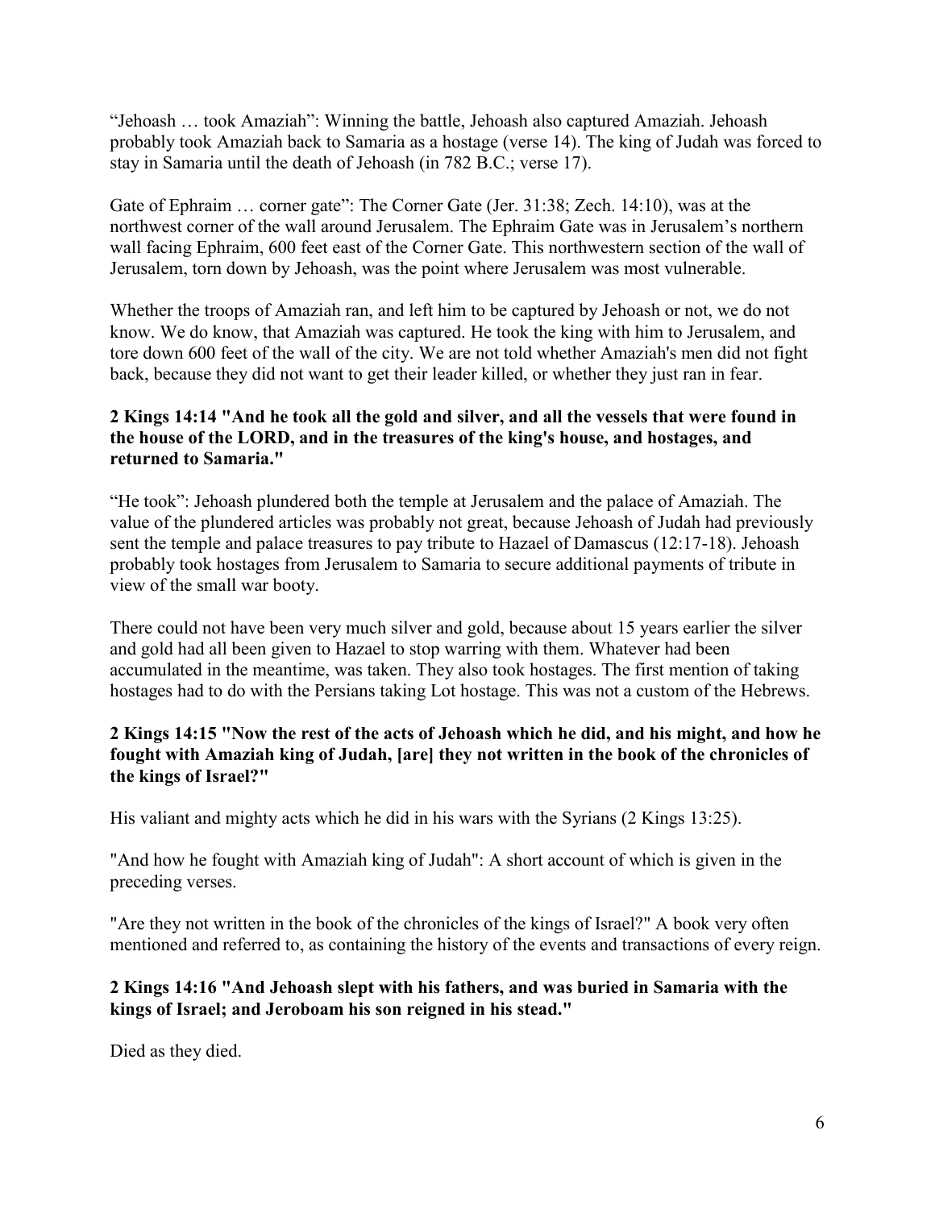"Jehoash … took Amaziah": Winning the battle, Jehoash also captured Amaziah. Jehoash probably took Amaziah back to Samaria as a hostage (verse 14). The king of Judah was forced to stay in Samaria until the death of Jehoash (in 782 B.C.; verse 17).

Gate of Ephraim … corner gate": The Corner Gate (Jer. 31:38; Zech. 14:10), was at the northwest corner of the wall around Jerusalem. The Ephraim Gate was in Jerusalem's northern wall facing Ephraim, 600 feet east of the Corner Gate. This northwestern section of the wall of Jerusalem, torn down by Jehoash, was the point where Jerusalem was most vulnerable.

Whether the troops of Amaziah ran, and left him to be captured by Jehoash or not, we do not know. We do know, that Amaziah was captured. He took the king with him to Jerusalem, and tore down 600 feet of the wall of the city. We are not told whether Amaziah's men did not fight back, because they did not want to get their leader killed, or whether they just ran in fear.

**2 Kings 14:14 "And he took all the gold and silver, and all the vessels that were found in the house of the LORD, and in the treasures of the king's house, and hostages, and returned to Samaria."**

"He took": Jehoash plundered both the temple at Jerusalem and the palace of Amaziah. The value of the plundered articles was probably not great, because Jehoash of Judah had previously sent the temple and palace treasures to pay tribute to Hazael of Damascus (12:17-18). Jehoash probably took hostages from Jerusalem to Samaria to secure additional payments of tribute in view of the small war booty.

There could not have been very much silver and gold, because about 15 years earlier the silver and gold had all been given to Hazael to stop warring with them. Whatever had been accumulated in the meantime, was taken. They also took hostages. The first mention of taking hostages had to do with the Persians taking Lot hostage. This was not a custom of the Hebrews.

**2 Kings 14:15 "Now the rest of the acts of Jehoash which he did, and his might, and how he fought with Amaziah king of Judah, [are] they not written in the book of the chronicles of the kings of Israel?"**

His valiant and mighty acts which he did in his wars with the Syrians (2 Kings 13:25).

"And how he fought with Amaziah king of Judah": A short account of which is given in the preceding verses.

"Are they not written in the book of the chronicles of the kings of Israel?" A book very often mentioned and referred to, as containing the history of the events and transactions of every reign.

**2 Kings 14:16 "And Jehoash slept with his fathers, and was buried in Samaria with the kings of Israel; and Jeroboam his son reigned in his stead."**

Died as they died.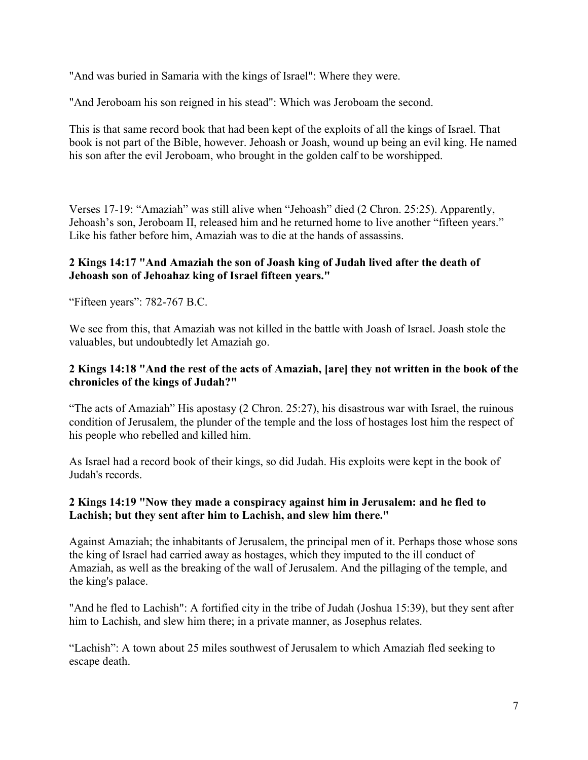"And was buried in Samaria with the kings of Israel": Where they were.

"And Jeroboam his son reigned in his stead": Which was Jeroboam the second.

This is that same record book that had been kept of the exploits of all the kings of Israel. That book is not part of the Bible, however. Jehoash or Joash, wound up being an evil king. He named his son after the evil Jeroboam, who brought in the golden calf to be worshipped.

Verses 17-19: "Amaziah" was still alive when "Jehoash" died (2 Chron. 25:25). Apparently, Jehoash's son, Jeroboam II, released him and he returned home to live another "fifteen years." Like his father before him, Amaziah was to die at the hands of assassins.

**2 Kings 14:17 "And Amaziah the son of Joash king of Judah lived after the death of Jehoash son of Jehoahaz king of Israel fifteen years."**

"Fifteen years": 782-767 B.C.

We see from this, that Amaziah was not killed in the battle with Joash of Israel. Joash stole the valuables, but undoubtedly let Amaziah go.

**2 Kings 14:18 "And the rest of the acts of Amaziah, [are] they not written in the book of the chronicles of the kings of Judah?"**

"The acts of Amaziah" His apostasy (2 Chron. 25:27), his disastrous war with Israel, the ruinous condition of Jerusalem, the plunder of the temple and the loss of hostages lost him the respect of his people who rebelled and killed him.

As Israel had a record book of their kings, so did Judah. His exploits were kept in the book of Judah's records.

**2 Kings 14:19 "Now they made a conspiracy against him in Jerusalem: and he fled to Lachish; but they sent after him to Lachish, and slew him there."**

Against Amaziah; the inhabitants of Jerusalem, the principal men of it. Perhaps those whose sons the king of Israel had carried away as hostages, which they imputed to the ill conduct of Amaziah, as well as the breaking of the wall of Jerusalem. And the pillaging of the temple, and the king's palace.

"And he fled to Lachish": A fortified city in the tribe of Judah (Joshua 15:39), but they sent after him to Lachish, and slew him there; in a private manner, as Josephus relates.

"Lachish": A town about 25 miles southwest of Jerusalem to which Amaziah fled seeking to escape death.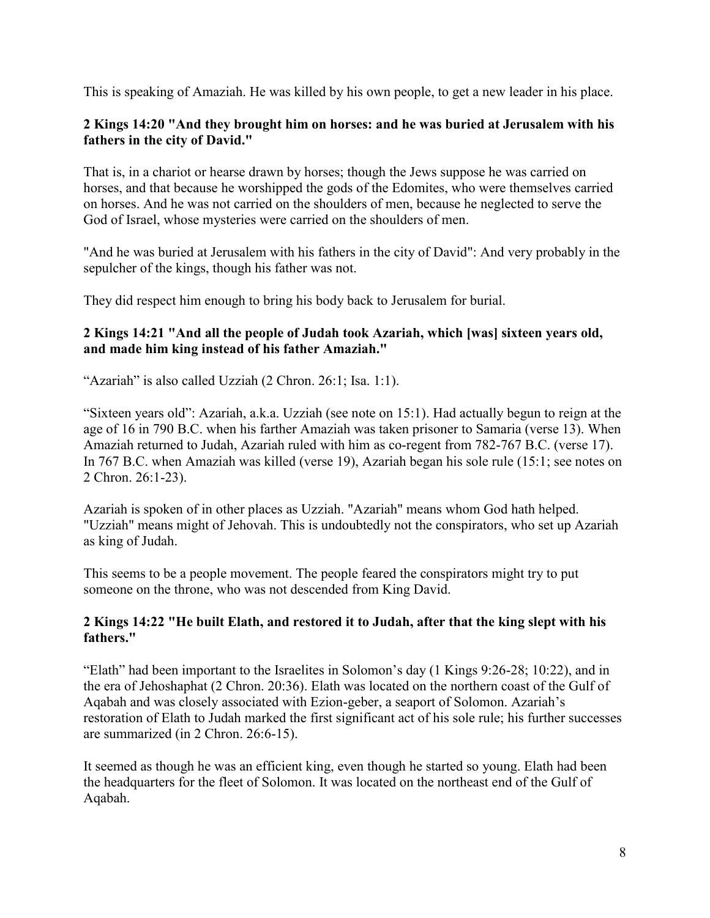This is speaking of Amaziah. He was killed by his own people, to get a new leader in his place.

**2 Kings 14:20 "And they brought him on horses: and he was buried at Jerusalem with his fathers in the city of David."**

That is, in a chariot or hearse drawn by horses; though the Jews suppose he was carried on horses, and that because he worshipped the gods of the Edomites, who were themselves carried on horses. And he was not carried on the shoulders of men, because he neglected to serve the God of Israel, whose mysteries were carried on the shoulders of men.

"And he was buried at Jerusalem with his fathers in the city of David": And very probably in the sepulcher of the kings, though his father was not.

They did respect him enough to bring his body back to Jerusalem for burial.

**2 Kings 14:21 "And all the people of Judah took Azariah, which [was] sixteen years old, and made him king instead of his father Amaziah."**

"Azariah" is also called Uzziah (2 Chron. 26:1; Isa. 1:1).

"Sixteen years old": Azariah, a.k.a. Uzziah (see note on 15:1). Had actually begun to reign at the age of 16 in 790 B.C. when his farther Amaziah was taken prisoner to Samaria (verse 13). When Amaziah returned to Judah, Azariah ruled with him as co-regent from 782-767 B.C. (verse 17). In 767 B.C. when Amaziah was killed (verse 19), Azariah began his sole rule (15:1; see notes on 2 Chron. 26:1-23).

Azariah is spoken of in other places as Uzziah. "Azariah" means whom God hath helped. "Uzziah" means might of Jehovah. This is undoubtedly not the conspirators, who set up Azariah as king of Judah.

This seems to be a people movement. The people feared the conspirators might try to put someone on the throne, who was not descended from King David.

**2 Kings 14:22 "He built Elath, and restored it to Judah, after that the king slept with his fathers."**

"Elath" had been important to the Israelites in Solomon's day (1 Kings 9:26-28; 10:22), and in the era of Jehoshaphat (2 Chron. 20:36). Elath was located on the northern coast of the Gulf of Aqabah and was closely associated with Ezion-geber, a seaport of Solomon. Azariah's restoration of Elath to Judah marked the first significant act of his sole rule; his further successes are summarized (in 2 Chron. 26:6-15).

It seemed as though he was an efficient king, even though he started so young. Elath had been the headquarters for the fleet of Solomon. It was located on the northeast end of the Gulf of Aqabah.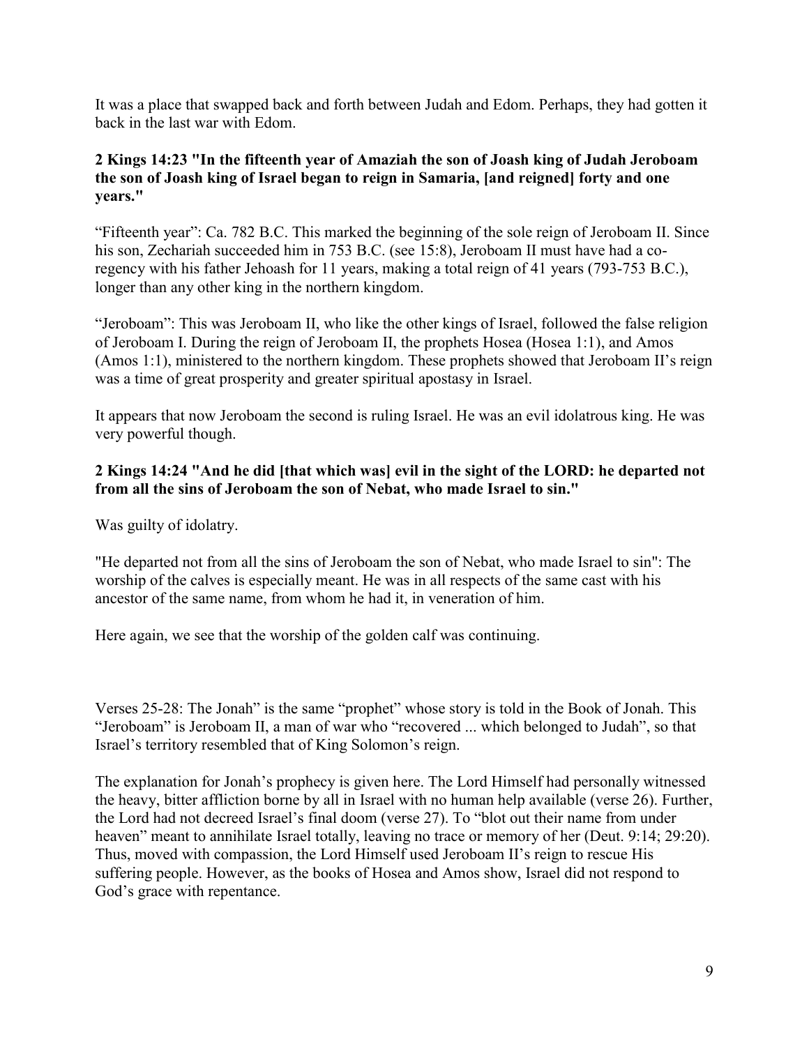It was a place that swapped back and forth between Judah and Edom. Perhaps, they had gotten it back in the last war with Edom.

**2 Kings 14:23 "In the fifteenth year of Amaziah the son of Joash king of Judah Jeroboam the son of Joash king of Israel began to reign in Samaria, [and reigned] forty and one years."**

"Fifteenth year": Ca. 782 B.C. This marked the beginning of the sole reign of Jeroboam II. Since his son, Zechariah succeeded him in 753 B.C. (see 15:8), Jeroboam II must have had a co-regency with his father Jehoash for 11 years, making a total reign of 41 years (793-753 B.C.), longer than any other king in the northern kingdom.

"Jeroboam": This was Jeroboam II, who like the other kings of Israel, followed the false religion of Jeroboam I. During the reign of Jeroboam II, the prophets Hosea (Hosea 1:1), and Amos (Amos 1:1), ministered to the northern kingdom. These prophets showed that Jeroboam II's reign was a time of great prosperity and greater spiritual apostasy in Israel.

It appears that now Jeroboam the second is ruling Israel. He was an evil idolatrous king. He was very powerful though.

**2 Kings 14:24 "And he did [that which was] evil in the sight of the LORD: he departed not from all the sins of Jeroboam the son of Nebat, who made Israel to sin."**

Was guilty of idolatry.

"He departed not from all the sins of Jeroboam the son of Nebat, who made Israel to sin": The worship of the calves is especially meant. He was in all respects of the same cast with his ancestor of the same name, from whom he had it, in veneration of him.

Here again, we see that the worship of the golden calf was continuing.

Verses 25-28: The Jonah" is the same "prophet" whose story is told in the Book of Jonah. This "Jeroboam" is Jeroboam II, a man of war who "recovered ... which belonged to Judah", so that Israel's territory resembled that of King Solomon's reign.

The explanation for Jonah's prophecy is given here. The Lord Himself had personally witnessed the heavy, bitter affliction borne by all in Israel with no human help available (verse 26). Further, the Lord had not decreed Israel's final doom (verse 27). To "blot out their name from under heaven" meant to annihilate Israel totally, leaving no trace or memory of her (Deut. 9:14; 29:20). Thus, moved with compassion, the Lord Himself used Jeroboam II's reign to rescue His suffering people. However, as the books of Hosea and Amos show, Israel did not respond to God's grace with repentance.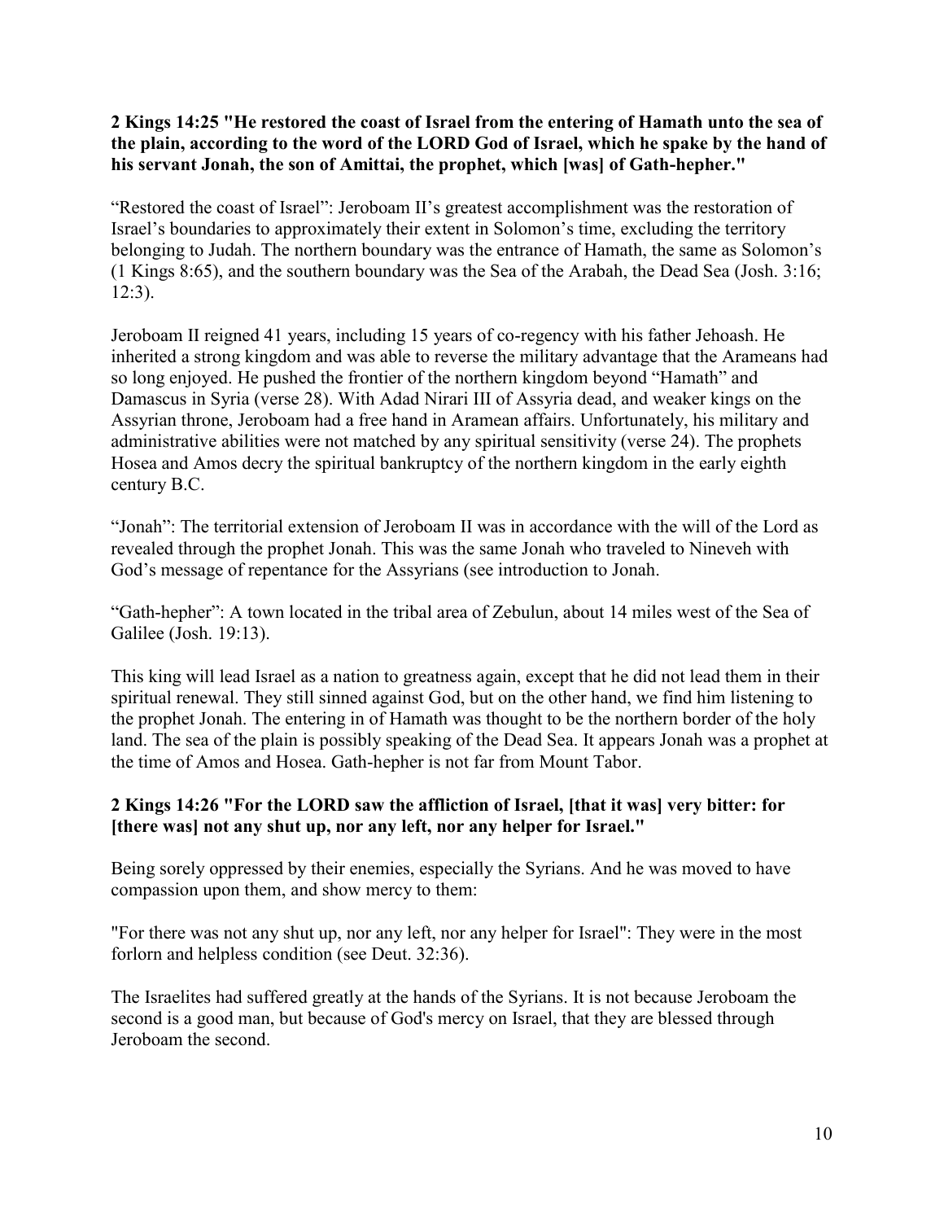**2 Kings 14:25 "He restored the coast of Israel from the entering of Hamath unto the sea of the plain, according to the word of the LORD God of Israel, which he spake by the hand of his servant Jonah, the son of Amittai, the prophet, which [was] of Gath-hepher."**

"Restored the coast of Israel": Jeroboam II's greatest accomplishment was the restoration of Israel's boundaries to approximately their extent in Solomon's time, excluding the territory belonging to Judah. The northern boundary was the entrance of Hamath, the same as Solomon's (1 Kings 8:65), and the southern boundary was the Sea of the Arabah, the Dead Sea (Josh. 3:16; 12:3).

Jeroboam II reigned 41 years, including 15 years of co-regency with his father Jehoash. He inherited a strong kingdom and was able to reverse the military advantage that the Arameans had so long enjoyed. He pushed the frontier of the northern kingdom beyond "Hamath" and Damascus in Syria (verse 28). With Adad Nirari III of Assyria dead, and weaker kings on the Assyrian throne, Jeroboam had a free hand in Aramean affairs. Unfortunately, his military and administrative abilities were not matched by any spiritual sensitivity (verse 24). The prophets Hosea and Amos decry the spiritual bankruptcy of the northern kingdom in the early eighth century B.C.

"Jonah": The territorial extension of Jeroboam II was in accordance with the will of the Lord as revealed through the prophet Jonah. This was the same Jonah who traveled to Nineveh with God's message of repentance for the Assyrians (see introduction to Jonah.

"Gath-hepher": A town located in the tribal area of Zebulun, about 14 miles west of the Sea of Galilee (Josh. 19:13).

This king will lead Israel as a nation to greatness again, except that he did not lead them in their spiritual renewal. They still sinned against God, but on the other hand, we find him listening to the prophet Jonah. The entering in of Hamath was thought to be the northern border of the holy land. The sea of the plain is possibly speaking of the Dead Sea. It appears Jonah was a prophet at the time of Amos and Hosea. Gath-hepher is not far from Mount Tabor.

**2 Kings 14:26 "For the LORD saw the affliction of Israel, [that it was] very bitter: for [there was] not any shut up, nor any left, nor any helper for Israel."**

Being sorely oppressed by their enemies, especially the Syrians. And he was moved to have compassion upon them, and show mercy to them:

"For there was not any shut up, nor any left, nor any helper for Israel": They were in the most forlorn and helpless condition (see Deut. 32:36).

The Israelites had suffered greatly at the hands of the Syrians. It is not because Jeroboam the second is a good man, but because of God's mercy on Israel, that they are blessed through Jeroboam the second.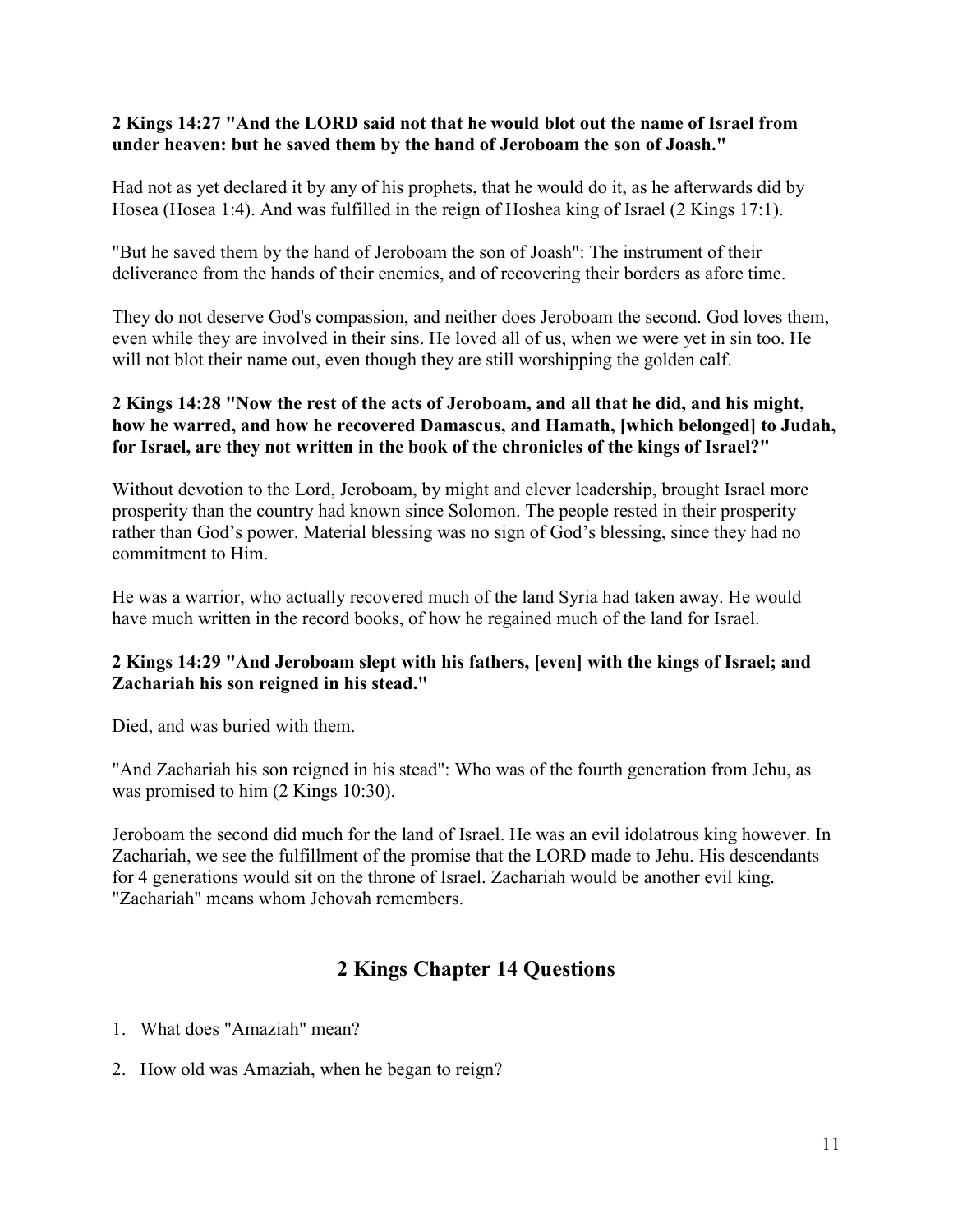**2 Kings 14:27 "And the LORD said not that he would blot out the name of Israel from under heaven: but he saved them by the hand of Jeroboam the son of Joash."**

Had not as yet declared it by any of his prophets, that he would do it, as he afterwards did by Hosea (Hosea 1:4). And was fulfilled in the reign of Hoshea king of Israel (2 Kings 17:1).

"But he saved them by the hand of Jeroboam the son of Joash": The instrument of their deliverance from the hands of their enemies, and of recovering their borders as afore time.

They do not deserve God's compassion, and neither does Jeroboam the second. God loves them, even while they are involved in their sins. He loved all of us, when we were yet in sin too. He will not blot their name out, even though they are still worshipping the golden calf.

**2 Kings 14:28 "Now the rest of the acts of Jeroboam, and all that he did, and his might, how he warred, and how he recovered Damascus, and Hamath, [which belonged] to Judah, for Israel, are they not written in the book of the chronicles of the kings of Israel?"**

Without devotion to the Lord, Jeroboam, by might and clever leadership, brought Israel more prosperity than the country had known since Solomon. The people rested in their prosperity rather than God's power. Material blessing was no sign of God's blessing, since they had no commitment to Him.

He was a warrior, who actually recovered much of the land Syria had taken away. He would have much written in the record books, of how he regained much of the land for Israel.

**2 Kings 14:29 "And Jeroboam slept with his fathers, [even] with the kings of Israel; and Zachariah his son reigned in his stead."**

Died, and was buried with them.

"And Zachariah his son reigned in his stead": Who was of the fourth generation from Jehu, as was promised to him (2 Kings 10:30).

Jeroboam the second did much for the land of Israel. He was an evil idolatrous king however. In Zachariah, we see the fulfillment of the promise that the LORD made to Jehu. His descendants for 4 generations would sit on the throne of Israel. Zachariah would be another evil king. "Zachariah" means whom Jehovah remembers.

## 2 Kings Chapter 14 Questions

1. What does "Amaziah" mean?
2. How old was Amaziah, when he began to reign?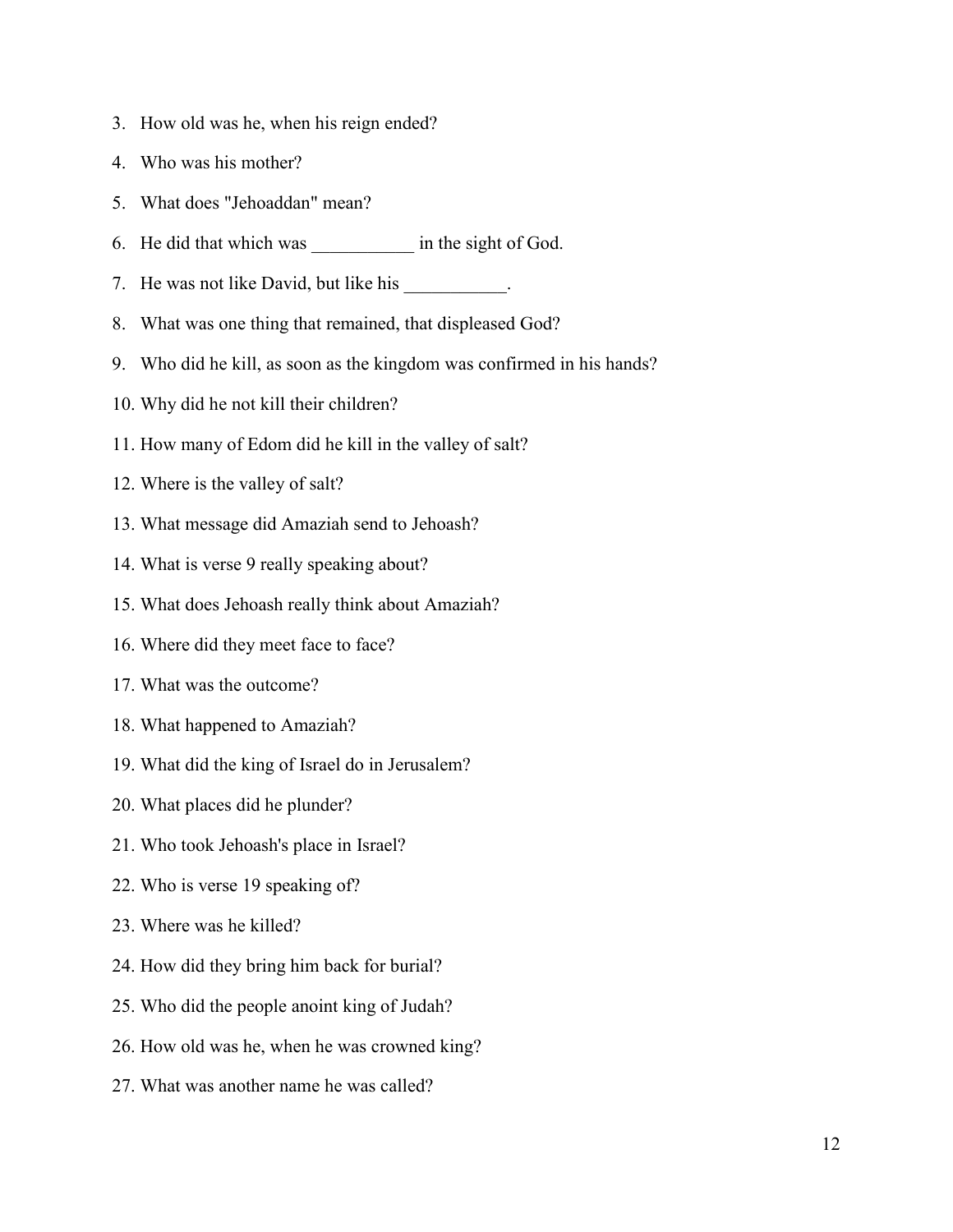3. How old was he, when his reign ended?
4. Who was his mother?
5. What does "Jehoaddan" mean?
6. He did that which was ___________ in the sight of God.
7. He was not like David, but like his ___________.
8. What was one thing that remained, that displeased God?
9. Who did he kill, as soon as the kingdom was confirmed in his hands?
10. Why did he not kill their children?
11. How many of Edom did he kill in the valley of salt?
12. Where is the valley of salt?
13. What message did Amaziah send to Jehoash?
14. What is verse 9 really speaking about?
15. What does Jehoash really think about Amaziah?
16. Where did they meet face to face?
17. What was the outcome?
18. What happened to Amaziah?
19. What did the king of Israel do in Jerusalem?
20. What places did he plunder?
21. Who took Jehoash's place in Israel?
22. Who is verse 19 speaking of?
23. Where was he killed?
24. How did they bring him back for burial?
25. Who did the people anoint king of Judah?
26. How old was he, when he was crowned king?
27. What was another name he was called?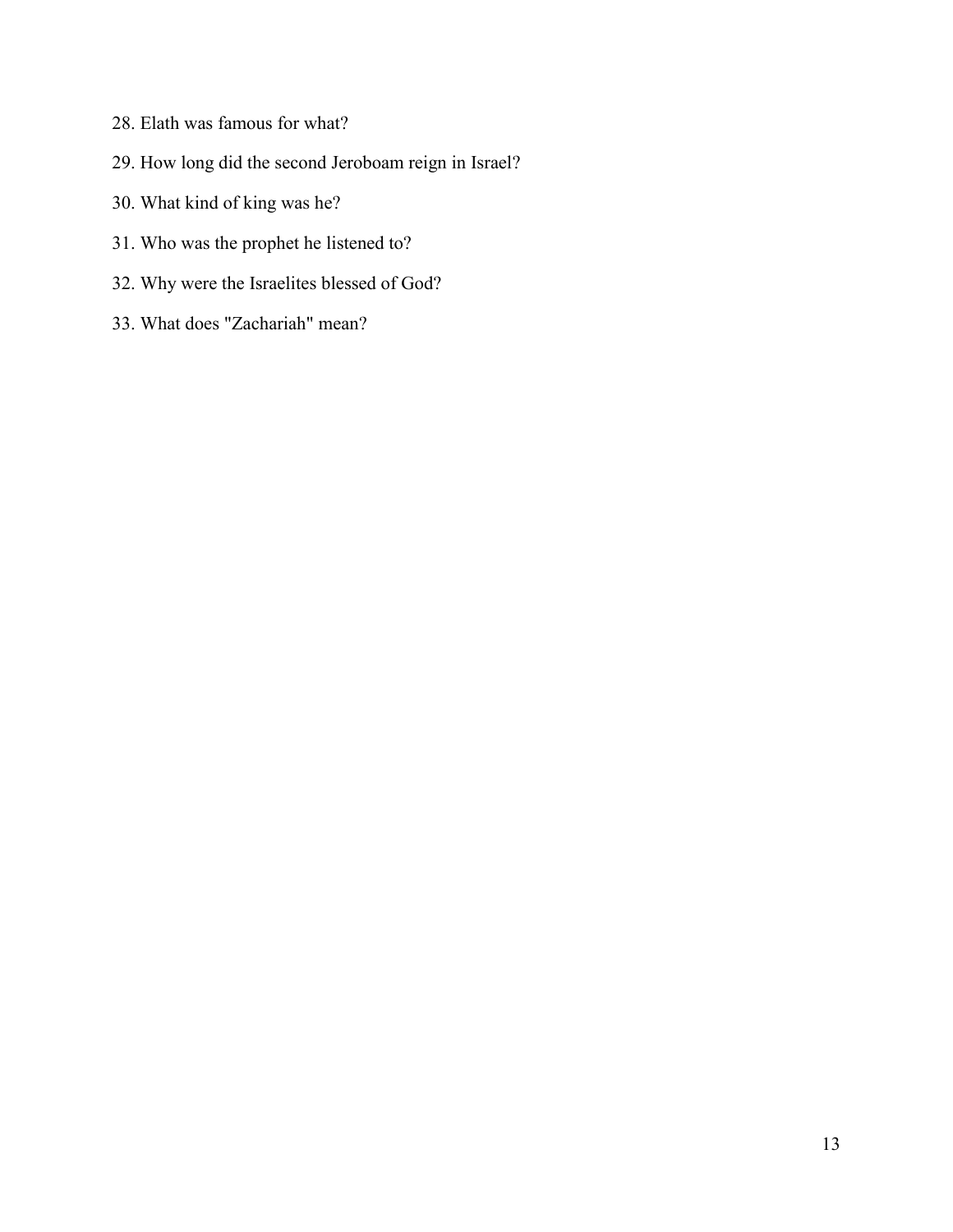28. Elath was famous for what?
29. How long did the second Jeroboam reign in Israel?
30. What kind of king was he?
31. Who was the prophet he listened to?
32. Why were the Israelites blessed of God?
33. What does "Zachariah" mean?